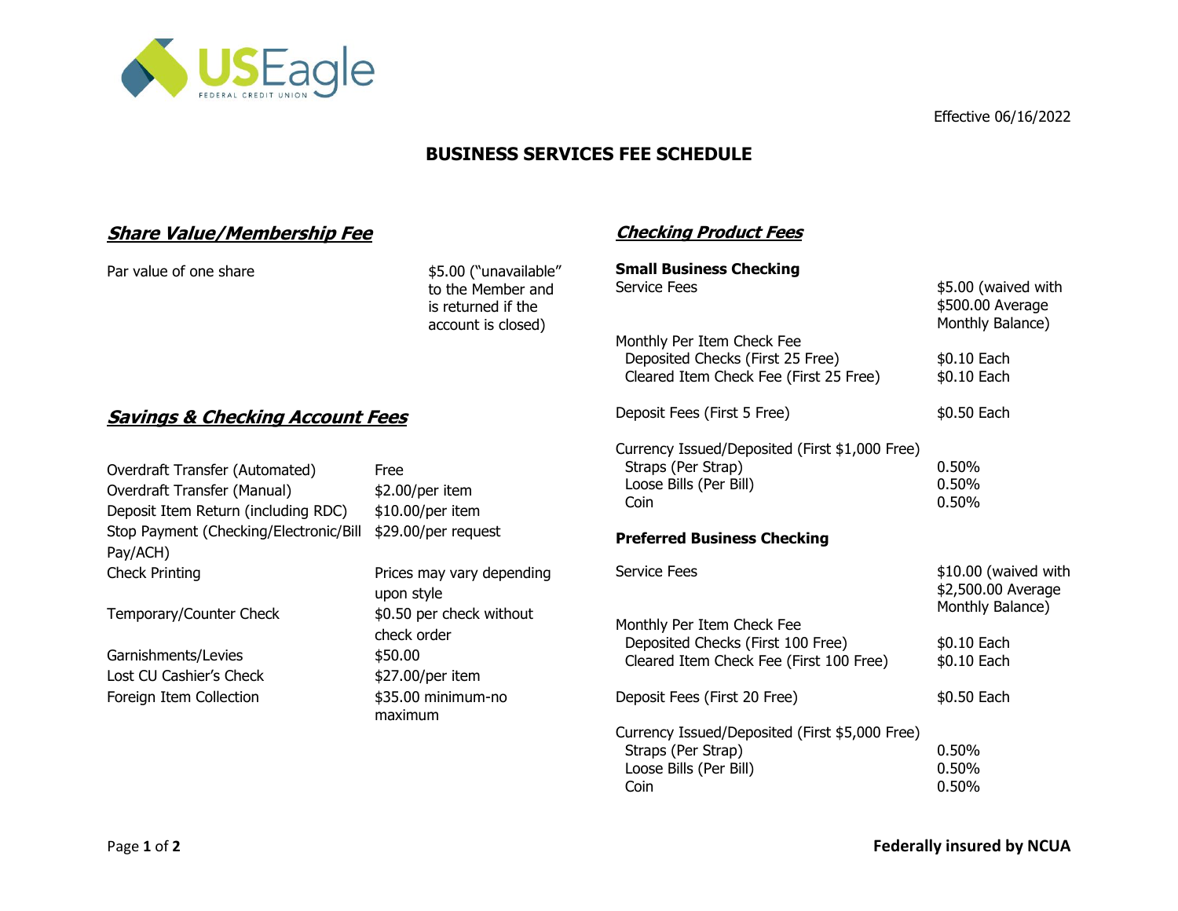USEagle FEDERAL CREDIT UNION

Effective 06/16/2022

# BUSINESS SERVICES FEE SCHEDULE

## Share Value/Membership Fee

| | |
|---|---|
| Par value of one share | $5.00 ("unavailable" to the Member and is returned if the account is closed) |

## Savings & Checking Account Fees

| | |
|---|---|
| Overdraft Transfer (Automated) | Free |
| Overdraft Transfer (Manual) | $2.00/per item |
| Deposit Item Return (including RDC) | $10.00/per item |
| Stop Payment (Checking/Electronic/Bill Pay/ACH) | $29.00/per request |
| Check Printing | Prices may vary depending upon style |
| Temporary/Counter Check | $0.50 per check without check order |
| Garnishments/Levies | $50.00 |
| Lost CU Cashier's Check | $27.00/per item |
| Foreign Item Collection | $35.00 minimum-no maximum |

## Checking Product Fees

### Small Business Checking

| | |
|---|---|
| Service Fees | $5.00 (waived with $500.00 Average Monthly Balance) |
| Monthly Per Item Check Fee | |
| Deposited Checks (First 25 Free) | $0.10 Each |
| Cleared Item Check Fee (First 25 Free) | $0.10 Each |
| Deposit Fees (First 5 Free) | $0.50 Each |
| Currency Issued/Deposited (First $1,000 Free) | |
| Straps (Per Strap) | 0.50% |
| Loose Bills (Per Bill) | 0.50% |
| Coin | 0.50% |

### Preferred Business Checking

| | |
|---|---|
| Service Fees | $10.00 (waived with $2,500.00 Average Monthly Balance) |
| Monthly Per Item Check Fee | |
| Deposited Checks (First 100 Free) | $0.10 Each |
| Cleared Item Check Fee (First 100 Free) | $0.10 Each |
| Deposit Fees (First 20 Free) | $0.50 Each |
| Currency Issued/Deposited (First $5,000 Free) | |
| Straps (Per Strap) | 0.50% |
| Loose Bills (Per Bill) | 0.50% |
| Coin | 0.50% |

**Federally insured by NCUA**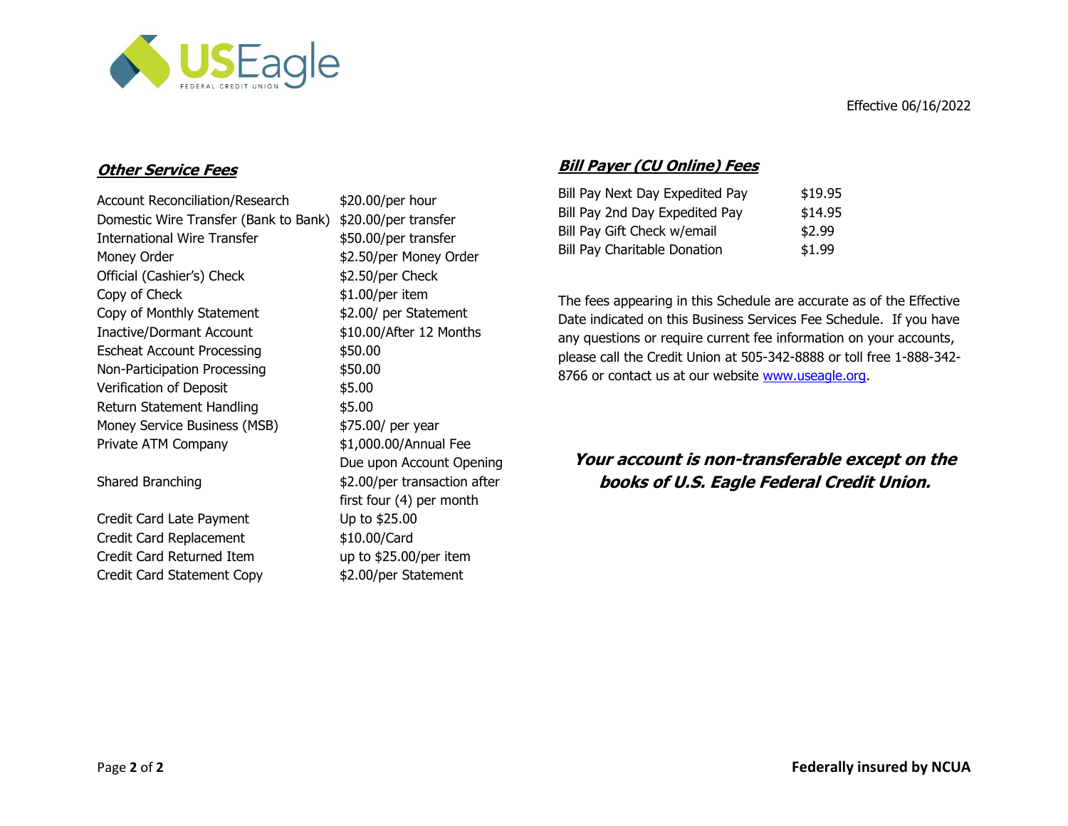Effective 06/16/2022

## ***Other Service Fees***

| | |
|---|---|
| Account Reconciliation/Research | $20.00/per hour |
| Domestic Wire Transfer (Bank to Bank) | $20.00/per transfer |
| International Wire Transfer | $50.00/per transfer |
| Money Order | $2.50/per Money Order |
| Official (Cashier's) Check | $2.50/per Check |
| Copy of Check | $1.00/per item |
| Copy of Monthly Statement | $2.00/ per Statement |
| Inactive/Dormant Account | $10.00/After 12 Months |
| Escheat Account Processing | $50.00 |
| Non-Participation Processing | $50.00 |
| Verification of Deposit | $5.00 |
| Return Statement Handling | $5.00 |
| Money Service Business (MSB) | $75.00/ per year |
| Private ATM Company | $1,000.00/Annual Fee Due upon Account Opening |
| Shared Branching | $2.00/per transaction after first four (4) per month |
| Credit Card Late Payment | Up to $25.00 |
| Credit Card Replacement | $10.00/Card |
| Credit Card Returned Item | up to $25.00/per item |
| Credit Card Statement Copy | $2.00/per Statement |

## ***Bill Payer (CU Online) Fees***

| | |
|---|---|
| Bill Pay Next Day Expedited Pay | $19.95 |
| Bill Pay 2nd Day Expedited Pay | $14.95 |
| Bill Pay Gift Check w/email | $2.99 |
| Bill Pay Charitable Donation | $1.99 |

The fees appearing in this Schedule are accurate as of the Effective Date indicated on this Business Services Fee Schedule. If you have any questions or require current fee information on your accounts, please call the Credit Union at 505-342-8888 or toll free 1-888-342-8766 or contact us at our website www.useagle.org.

***Your account is non-transferable except on the books of U.S. Eagle Federal Credit Union.***

**Federally insured by NCUA**